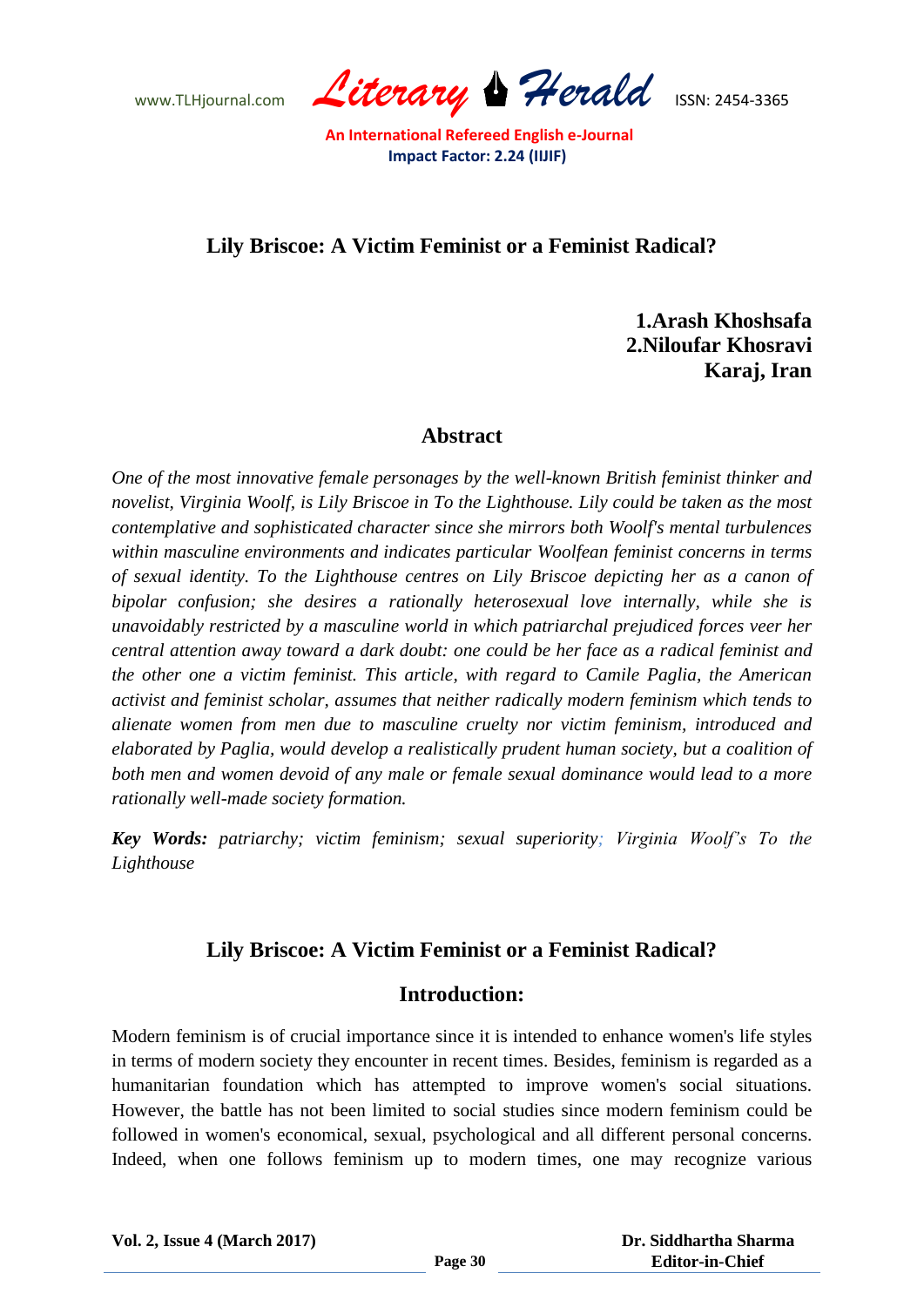# Lily Briscoe: A Victim Feminist or a Feminist Radical?

**1.Arash Khoshsafa**
**2.Niloufar Khosravi**
**Karaj, Iran**

## Abstract

*One of the most innovative female personages by the well-known British feminist thinker and novelist, Virginia Woolf, is Lily Briscoe in To the Lighthouse. Lily could be taken as the most contemplative and sophisticated character since she mirrors both Woolf's mental turbulences within masculine environments and indicates particular Woolfean feminist concerns in terms of sexual identity. To the Lighthouse centres on Lily Briscoe depicting her as a canon of bipolar confusion; she desires a rationally heterosexual love internally, while she is unavoidably restricted by a masculine world in which patriarchal prejudiced forces veer her central attention away toward a dark doubt: one could be her face as a radical feminist and the other one a victim feminist. This article, with regard to Camile Paglia, the American activist and feminist scholar, assumes that neither radically modern feminism which tends to alienate women from men due to masculine cruelty nor victim feminism, introduced and elaborated by Paglia, would develop a realistically prudent human society, but a coalition of both men and women devoid of any male or female sexual dominance would lead to a more rationally well-made society formation.*

***Key Words:*** *patriarchy; victim feminism; sexual superiority; Virginia Woolf's To the Lighthouse*

## Lily Briscoe: A Victim Feminist or a Feminist Radical?

## Introduction:

Modern feminism is of crucial importance since it is intended to enhance women's life styles in terms of modern society they encounter in recent times. Besides, feminism is regarded as a humanitarian foundation which has attempted to improve women's social situations. However, the battle has not been limited to social studies since modern feminism could be followed in women's economical, sexual, psychological and all different personal concerns. Indeed, when one follows feminism up to modern times, one may recognize various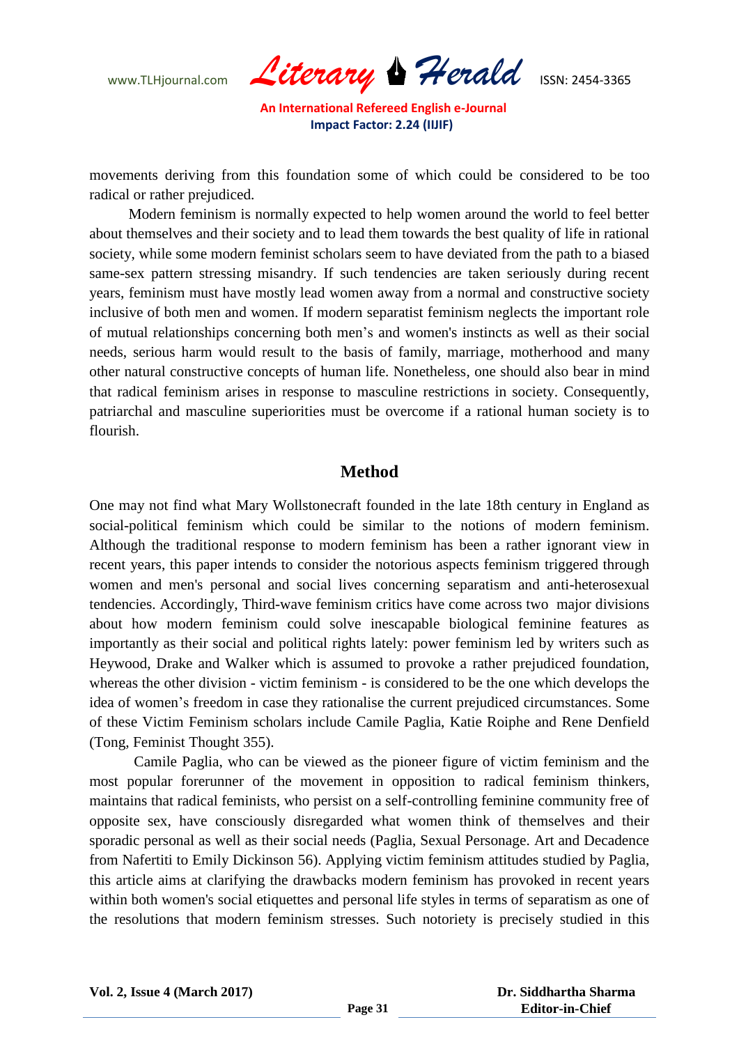movements deriving from this foundation some of which could be considered to be too radical or rather prejudiced.

Modern feminism is normally expected to help women around the world to feel better about themselves and their society and to lead them towards the best quality of life in rational society, while some modern feminist scholars seem to have deviated from the path to a biased same-sex pattern stressing misandry. If such tendencies are taken seriously during recent years, feminism must have mostly lead women away from a normal and constructive society inclusive of both men and women. If modern separatist feminism neglects the important role of mutual relationships concerning both men's and women's instincts as well as their social needs, serious harm would result to the basis of family, marriage, motherhood and many other natural constructive concepts of human life. Nonetheless, one should also bear in mind that radical feminism arises in response to masculine restrictions in society. Consequently, patriarchal and masculine superiorities must be overcome if a rational human society is to flourish.

## Method

One may not find what Mary Wollstonecraft founded in the late 18th century in England as social-political feminism which could be similar to the notions of modern feminism. Although the traditional response to modern feminism has been a rather ignorant view in recent years, this paper intends to consider the notorious aspects feminism triggered through women and men's personal and social lives concerning separatism and anti-heterosexual tendencies. Accordingly, Third-wave feminism critics have come across two major divisions about how modern feminism could solve inescapable biological feminine features as importantly as their social and political rights lately: power feminism led by writers such as Heywood, Drake and Walker which is assumed to provoke a rather prejudiced foundation, whereas the other division - victim feminism - is considered to be the one which develops the idea of women's freedom in case they rationalise the current prejudiced circumstances. Some of these Victim Feminism scholars include Camile Paglia, Katie Roiphe and Rene Denfield (Tong, Feminist Thought 355).

Camile Paglia, who can be viewed as the pioneer figure of victim feminism and the most popular forerunner of the movement in opposition to radical feminism thinkers, maintains that radical feminists, who persist on a self-controlling feminine community free of opposite sex, have consciously disregarded what women think of themselves and their sporadic personal as well as their social needs (Paglia, Sexual Personage. Art and Decadence from Nafertiti to Emily Dickinson 56). Applying victim feminism attitudes studied by Paglia, this article aims at clarifying the drawbacks modern feminism has provoked in recent years within both women's social etiquettes and personal life styles in terms of separatism as one of the resolutions that modern feminism stresses. Such notoriety is precisely studied in this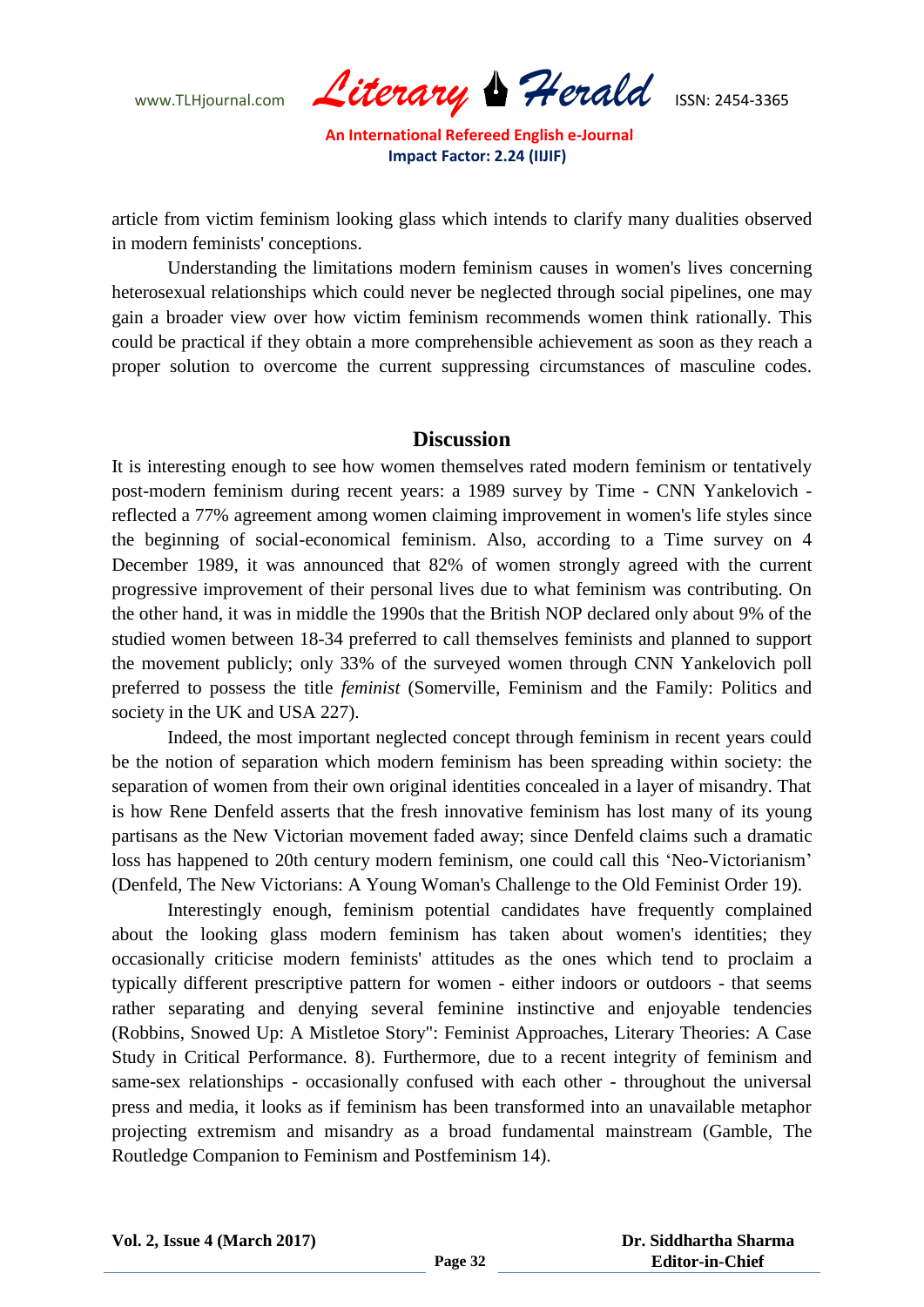article from victim feminism looking glass which intends to clarify many dualities observed in modern feminists' conceptions.

Understanding the limitations modern feminism causes in women's lives concerning heterosexual relationships which could never be neglected through social pipelines, one may gain a broader view over how victim feminism recommends women think rationally. This could be practical if they obtain a more comprehensible achievement as soon as they reach a proper solution to overcome the current suppressing circumstances of masculine codes.

## Discussion

It is interesting enough to see how women themselves rated modern feminism or tentatively post-modern feminism during recent years: a 1989 survey by Time - CNN Yankelovich - reflected a 77% agreement among women claiming improvement in women's life styles since the beginning of social-economical feminism. Also, according to a Time survey on 4 December 1989, it was announced that 82% of women strongly agreed with the current progressive improvement of their personal lives due to what feminism was contributing. On the other hand, it was in middle the 1990s that the British NOP declared only about 9% of the studied women between 18-34 preferred to call themselves feminists and planned to support the movement publicly; only 33% of the surveyed women through CNN Yankelovich poll preferred to possess the title *feminist* (Somerville, Feminism and the Family: Politics and society in the UK and USA 227).

Indeed, the most important neglected concept through feminism in recent years could be the notion of separation which modern feminism has been spreading within society: the separation of women from their own original identities concealed in a layer of misandry. That is how Rene Denfeld asserts that the fresh innovative feminism has lost many of its young partisans as the New Victorian movement faded away; since Denfeld claims such a dramatic loss has happened to 20th century modern feminism, one could call this 'Neo-Victorianism' (Denfeld, The New Victorians: A Young Woman's Challenge to the Old Feminist Order 19).

Interestingly enough, feminism potential candidates have frequently complained about the looking glass modern feminism has taken about women's identities; they occasionally criticise modern feminists' attitudes as the ones which tend to proclaim a typically different prescriptive pattern for women - either indoors or outdoors - that seems rather separating and denying several feminine instinctive and enjoyable tendencies (Robbins, Snowed Up: A Mistletoe Story": Feminist Approaches, Literary Theories: A Case Study in Critical Performance. 8). Furthermore, due to a recent integrity of feminism and same-sex relationships - occasionally confused with each other - throughout the universal press and media, it looks as if feminism has been transformed into an unavailable metaphor projecting extremism and misandry as a broad fundamental mainstream (Gamble, The Routledge Companion to Feminism and Postfeminism 14).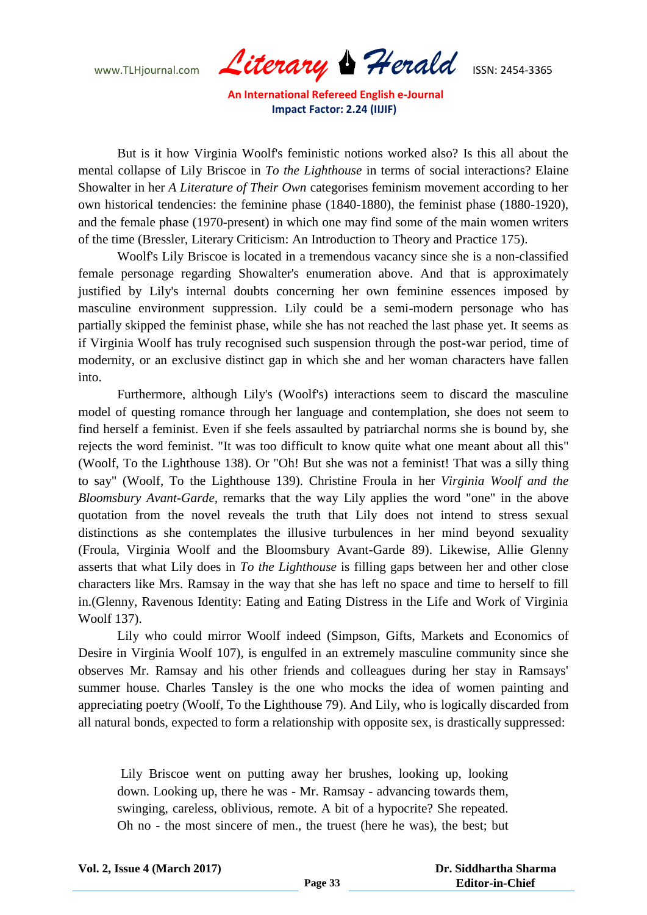But is it how Virginia Woolf's feministic notions worked also? Is this all about the mental collapse of Lily Briscoe in *To the Lighthouse* in terms of social interactions? Elaine Showalter in her *A Literature of Their Own* categorises feminism movement according to her own historical tendencies: the feminine phase (1840-1880), the feminist phase (1880-1920), and the female phase (1970-present) in which one may find some of the main women writers of the time (Bressler, Literary Criticism: An Introduction to Theory and Practice 175).

Woolf's Lily Briscoe is located in a tremendous vacancy since she is a non-classified female personage regarding Showalter's enumeration above. And that is approximately justified by Lily's internal doubts concerning her own feminine essences imposed by masculine environment suppression. Lily could be a semi-modern personage who has partially skipped the feminist phase, while she has not reached the last phase yet. It seems as if Virginia Woolf has truly recognised such suspension through the post-war period, time of modernity, or an exclusive distinct gap in which she and her woman characters have fallen into.

Furthermore, although Lily's (Woolf's) interactions seem to discard the masculine model of questing romance through her language and contemplation, she does not seem to find herself a feminist. Even if she feels assaulted by patriarchal norms she is bound by, she rejects the word feminist. "It was too difficult to know quite what one meant about all this" (Woolf, To the Lighthouse 138). Or "Oh! But she was not a feminist! That was a silly thing to say" (Woolf, To the Lighthouse 139). Christine Froula in her *Virginia Woolf and the Bloomsbury Avant-Garde*, remarks that the way Lily applies the word "one" in the above quotation from the novel reveals the truth that Lily does not intend to stress sexual distinctions as she contemplates the illusive turbulences in her mind beyond sexuality (Froula, Virginia Woolf and the Bloomsbury Avant-Garde 89). Likewise, Allie Glenny asserts that what Lily does in *To the Lighthouse* is filling gaps between her and other close characters like Mrs. Ramsay in the way that she has left no space and time to herself to fill in.(Glenny, Ravenous Identity: Eating and Eating Distress in the Life and Work of Virginia Woolf 137).

Lily who could mirror Woolf indeed (Simpson, Gifts, Markets and Economics of Desire in Virginia Woolf 107), is engulfed in an extremely masculine community since she observes Mr. Ramsay and his other friends and colleagues during her stay in Ramsays' summer house. Charles Tansley is the one who mocks the idea of women painting and appreciating poetry (Woolf, To the Lighthouse 79). And Lily, who is logically discarded from all natural bonds, expected to form a relationship with opposite sex, is drastically suppressed:

> Lily Briscoe went on putting away her brushes, looking up, looking down. Looking up, there he was - Mr. Ramsay - advancing towards them, swinging, careless, oblivious, remote. A bit of a hypocrite? She repeated. Oh no - the most sincere of men., the truest (here he was), the best; but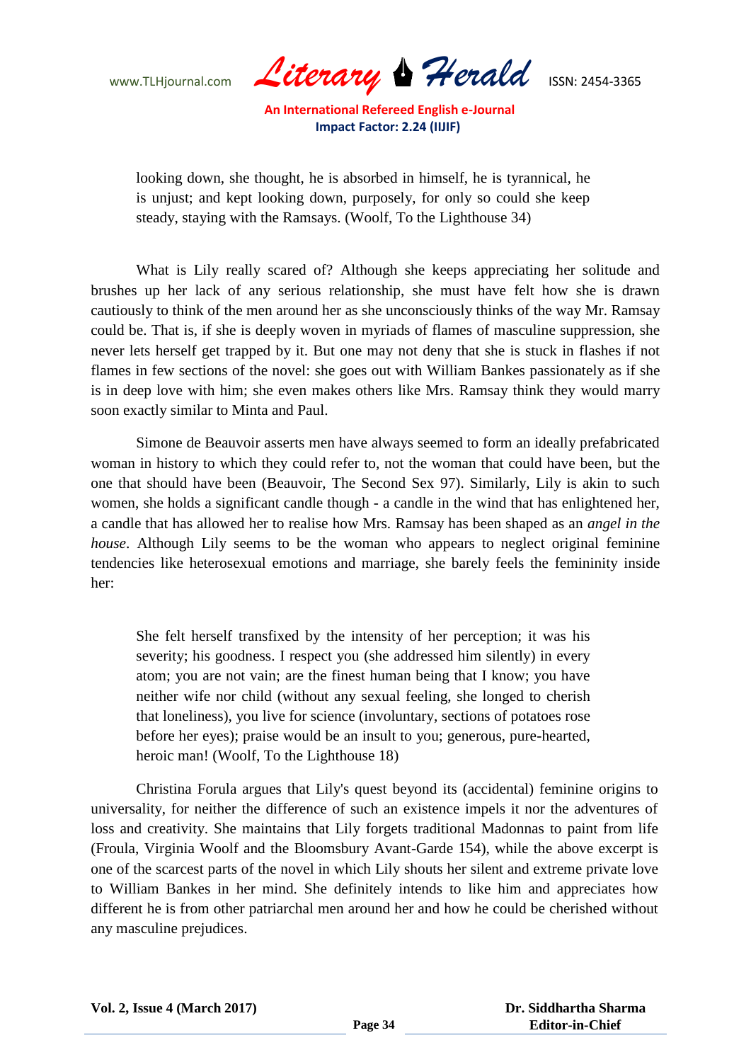> looking down, she thought, he is absorbed in himself, he is tyrannical, he is unjust; and kept looking down, purposely, for only so could she keep steady, staying with the Ramsays. (Woolf, To the Lighthouse 34)

What is Lily really scared of? Although she keeps appreciating her solitude and brushes up her lack of any serious relationship, she must have felt how she is drawn cautiously to think of the men around her as she unconsciously thinks of the way Mr. Ramsay could be. That is, if she is deeply woven in myriads of flames of masculine suppression, she never lets herself get trapped by it. But one may not deny that she is stuck in flashes if not flames in few sections of the novel: she goes out with William Bankes passionately as if she is in deep love with him; she even makes others like Mrs. Ramsay think they would marry soon exactly similar to Minta and Paul.

Simone de Beauvoir asserts men have always seemed to form an ideally prefabricated woman in history to which they could refer to, not the woman that could have been, but the one that should have been (Beauvoir, The Second Sex 97). Similarly, Lily is akin to such women, she holds a significant candle though - a candle in the wind that has enlightened her, a candle that has allowed her to realise how Mrs. Ramsay has been shaped as an *angel in the house*. Although Lily seems to be the woman who appears to neglect original feminine tendencies like heterosexual emotions and marriage, she barely feels the femininity inside her:

> She felt herself transfixed by the intensity of her perception; it was his severity; his goodness. I respect you (she addressed him silently) in every atom; you are not vain; are the finest human being that I know; you have neither wife nor child (without any sexual feeling, she longed to cherish that loneliness), you live for science (involuntary, sections of potatoes rose before her eyes); praise would be an insult to you; generous, pure-hearted, heroic man! (Woolf, To the Lighthouse 18)

Christina Forula argues that Lily's quest beyond its (accidental) feminine origins to universality, for neither the difference of such an existence impels it nor the adventures of loss and creativity. She maintains that Lily forgets traditional Madonnas to paint from life (Froula, Virginia Woolf and the Bloomsbury Avant-Garde 154), while the above excerpt is one of the scarcest parts of the novel in which Lily shouts her silent and extreme private love to William Bankes in her mind. She definitely intends to like him and appreciates how different he is from other patriarchal men around her and how he could be cherished without any masculine prejudices.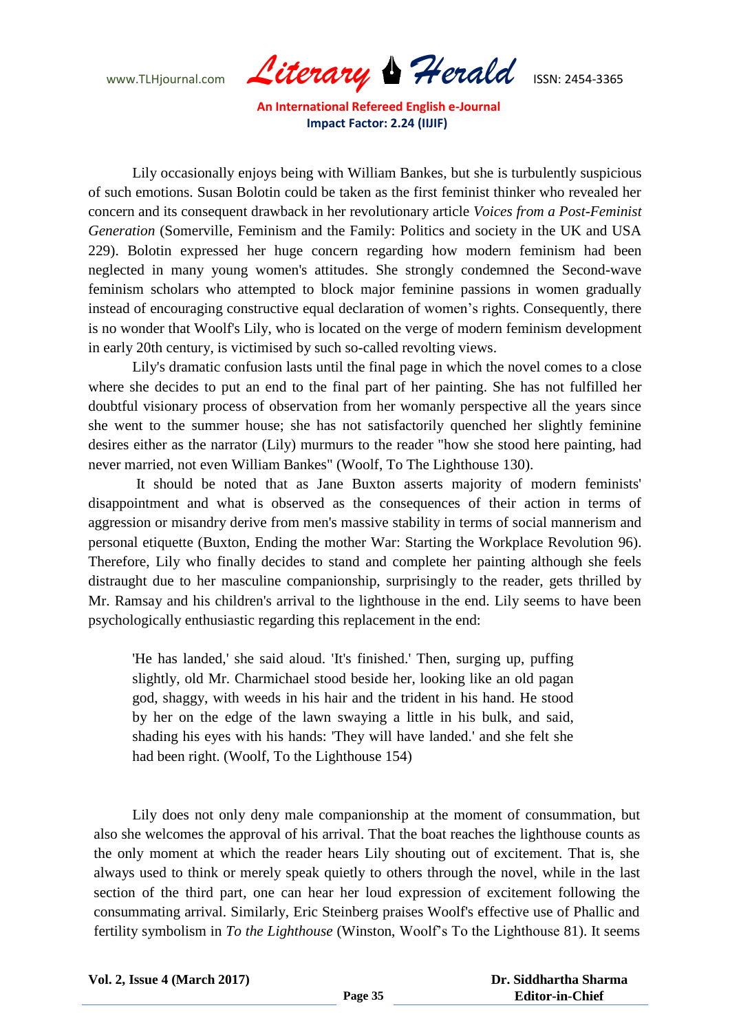Lily occasionally enjoys being with William Bankes, but she is turbulently suspicious of such emotions. Susan Bolotin could be taken as the first feminist thinker who revealed her concern and its consequent drawback in her revolutionary article *Voices from a Post-Feminist Generation* (Somerville, Feminism and the Family: Politics and society in the UK and USA 229). Bolotin expressed her huge concern regarding how modern feminism had been neglected in many young women's attitudes. She strongly condemned the Second-wave feminism scholars who attempted to block major feminine passions in women gradually instead of encouraging constructive equal declaration of women's rights. Consequently, there is no wonder that Woolf's Lily, who is located on the verge of modern feminism development in early 20th century, is victimised by such so-called revolting views.

Lily's dramatic confusion lasts until the final page in which the novel comes to a close where she decides to put an end to the final part of her painting. She has not fulfilled her doubtful visionary process of observation from her womanly perspective all the years since she went to the summer house; she has not satisfactorily quenched her slightly feminine desires either as the narrator (Lily) murmurs to the reader "how she stood here painting, had never married, not even William Bankes" (Woolf, To The Lighthouse 130).

It should be noted that as Jane Buxton asserts majority of modern feminists' disappointment and what is observed as the consequences of their action in terms of aggression or misandry derive from men's massive stability in terms of social mannerism and personal etiquette (Buxton, Ending the mother War: Starting the Workplace Revolution 96). Therefore, Lily who finally decides to stand and complete her painting although she feels distraught due to her masculine companionship, surprisingly to the reader, gets thrilled by Mr. Ramsay and his children's arrival to the lighthouse in the end. Lily seems to have been psychologically enthusiastic regarding this replacement in the end:

> 'He has landed,' she said aloud. 'It's finished.' Then, surging up, puffing slightly, old Mr. Charmichael stood beside her, looking like an old pagan god, shaggy, with weeds in his hair and the trident in his hand. He stood by her on the edge of the lawn swaying a little in his bulk, and said, shading his eyes with his hands: 'They will have landed.' and she felt she had been right. (Woolf, To the Lighthouse 154)

Lily does not only deny male companionship at the moment of consummation, but also she welcomes the approval of his arrival. That the boat reaches the lighthouse counts as the only moment at which the reader hears Lily shouting out of excitement. That is, she always used to think or merely speak quietly to others through the novel, while in the last section of the third part, one can hear her loud expression of excitement following the consummating arrival. Similarly, Eric Steinberg praises Woolf's effective use of Phallic and fertility symbolism in *To the Lighthouse* (Winston, Woolf's To the Lighthouse 81). It seems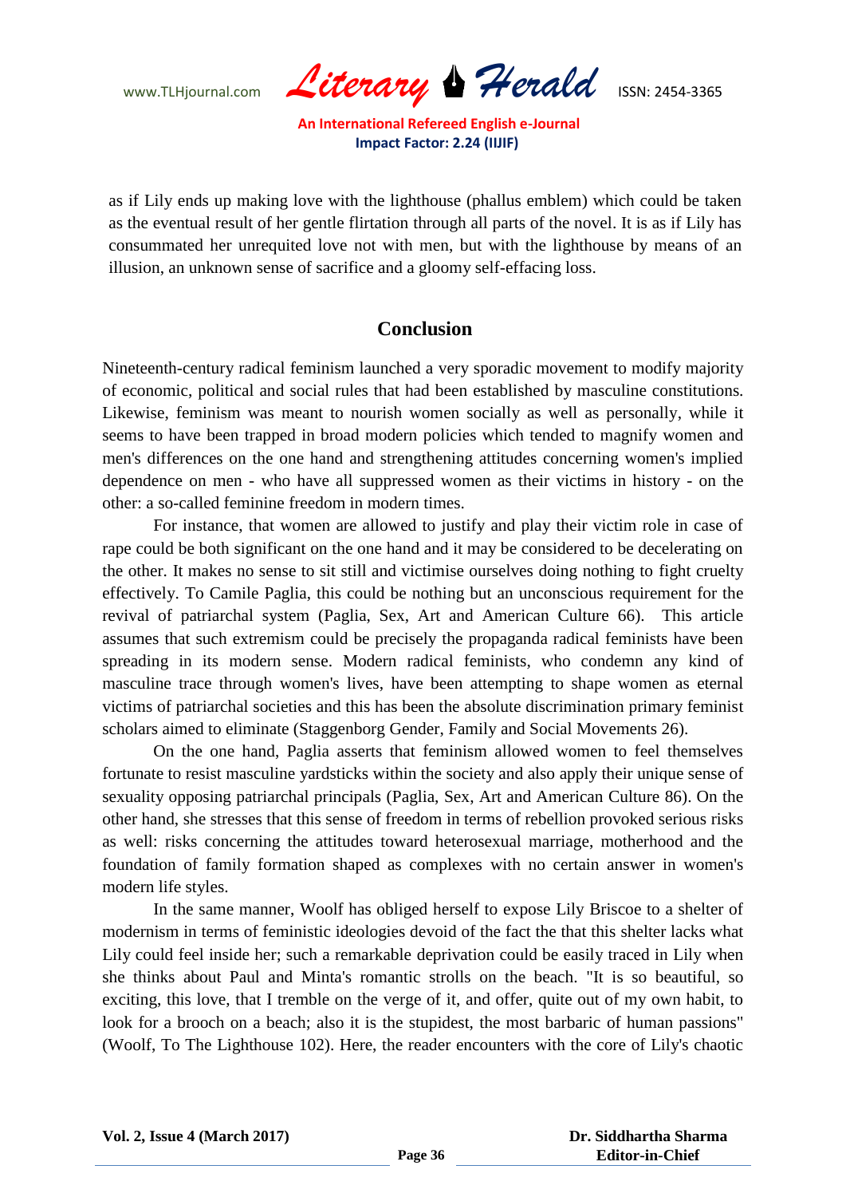as if Lily ends up making love with the lighthouse (phallus emblem) which could be taken as the eventual result of her gentle flirtation through all parts of the novel. It is as if Lily has consummated her unrequited love not with men, but with the lighthouse by means of an illusion, an unknown sense of sacrifice and a gloomy self-effacing loss.

## Conclusion

Nineteenth-century radical feminism launched a very sporadic movement to modify majority of economic, political and social rules that had been established by masculine constitutions. Likewise, feminism was meant to nourish women socially as well as personally, while it seems to have been trapped in broad modern policies which tended to magnify women and men's differences on the one hand and strengthening attitudes concerning women's implied dependence on men - who have all suppressed women as their victims in history - on the other: a so-called feminine freedom in modern times.

For instance, that women are allowed to justify and play their victim role in case of rape could be both significant on the one hand and it may be considered to be decelerating on the other. It makes no sense to sit still and victimise ourselves doing nothing to fight cruelty effectively. To Camile Paglia, this could be nothing but an unconscious requirement for the revival of patriarchal system (Paglia, Sex, Art and American Culture 66). This article assumes that such extremism could be precisely the propaganda radical feminists have been spreading in its modern sense. Modern radical feminists, who condemn any kind of masculine trace through women's lives, have been attempting to shape women as eternal victims of patriarchal societies and this has been the absolute discrimination primary feminist scholars aimed to eliminate (Staggenborg Gender, Family and Social Movements 26).

On the one hand, Paglia asserts that feminism allowed women to feel themselves fortunate to resist masculine yardsticks within the society and also apply their unique sense of sexuality opposing patriarchal principals (Paglia, Sex, Art and American Culture 86). On the other hand, she stresses that this sense of freedom in terms of rebellion provoked serious risks as well: risks concerning the attitudes toward heterosexual marriage, motherhood and the foundation of family formation shaped as complexes with no certain answer in women's modern life styles.

In the same manner, Woolf has obliged herself to expose Lily Briscoe to a shelter of modernism in terms of feministic ideologies devoid of the fact the that this shelter lacks what Lily could feel inside her; such a remarkable deprivation could be easily traced in Lily when she thinks about Paul and Minta's romantic strolls on the beach. "It is so beautiful, so exciting, this love, that I tremble on the verge of it, and offer, quite out of my own habit, to look for a brooch on a beach; also it is the stupidest, the most barbaric of human passions" (Woolf, To The Lighthouse 102). Here, the reader encounters with the core of Lily's chaotic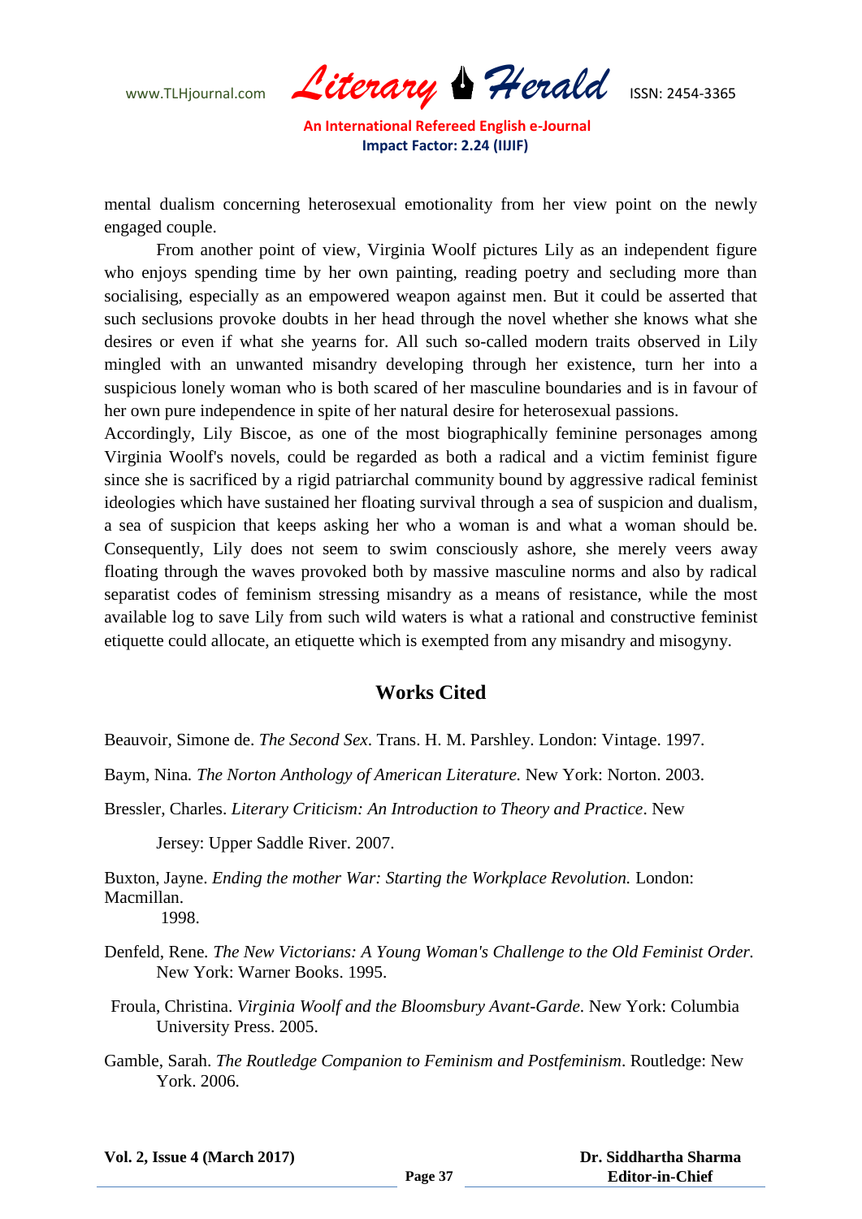mental dualism concerning heterosexual emotionality from her view point on the newly engaged couple.

From another point of view, Virginia Woolf pictures Lily as an independent figure who enjoys spending time by her own painting, reading poetry and secluding more than socialising, especially as an empowered weapon against men. But it could be asserted that such seclusions provoke doubts in her head through the novel whether she knows what she desires or even if what she yearns for. All such so-called modern traits observed in Lily mingled with an unwanted misandry developing through her existence, turn her into a suspicious lonely woman who is both scared of her masculine boundaries and is in favour of her own pure independence in spite of her natural desire for heterosexual passions.

Accordingly, Lily Biscoe, as one of the most biographically feminine personages among Virginia Woolf's novels, could be regarded as both a radical and a victim feminist figure since she is sacrificed by a rigid patriarchal community bound by aggressive radical feminist ideologies which have sustained her floating survival through a sea of suspicion and dualism, a sea of suspicion that keeps asking her who a woman is and what a woman should be. Consequently, Lily does not seem to swim consciously ashore, she merely veers away floating through the waves provoked both by massive masculine norms and also by radical separatist codes of feminism stressing misandry as a means of resistance, while the most available log to save Lily from such wild waters is what a rational and constructive feminist etiquette could allocate, an etiquette which is exempted from any misandry and misogyny.

## Works Cited

Beauvoir, Simone de. *The Second Sex*. Trans. H. M. Parshley. London: Vintage. 1997.

Baym, Nina. *The Norton Anthology of American Literature.* New York: Norton. 2003.

Bressler, Charles. *Literary Criticism: An Introduction to Theory and Practice*. New Jersey: Upper Saddle River. 2007.

Buxton, Jayne. *Ending the mother War: Starting the Workplace Revolution.* London: Macmillan. 1998.

Denfeld, Rene. *The New Victorians: A Young Woman's Challenge to the Old Feminist Order.* New York: Warner Books. 1995.

Froula, Christina. *Virginia Woolf and the Bloomsbury Avant-Garde.* New York: Columbia University Press. 2005.

Gamble, Sarah. *The Routledge Companion to Feminism and Postfeminism*. Routledge: New York. 2006.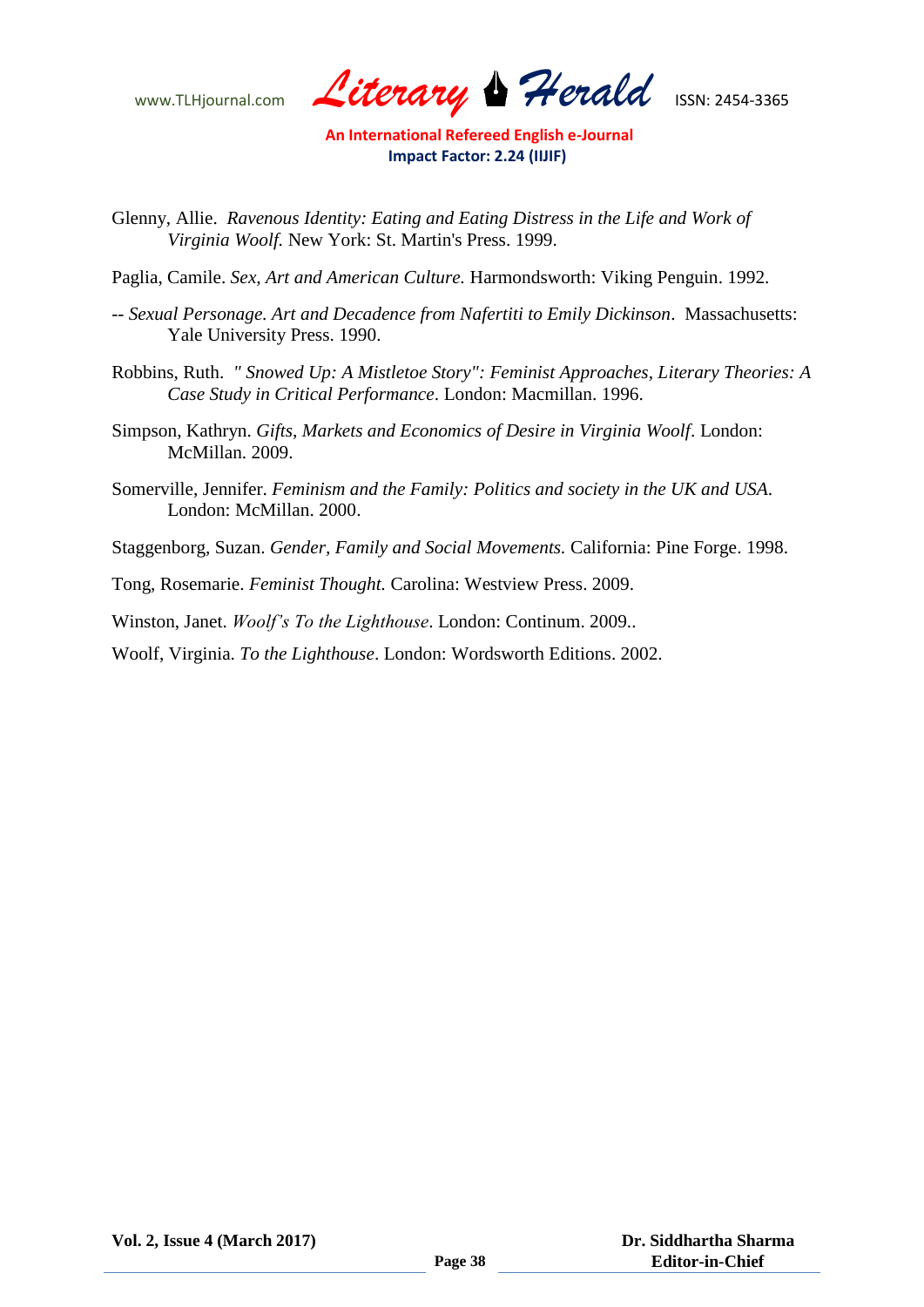Glenny, Allie. *Ravenous Identity: Eating and Eating Distress in the Life and Work of Virginia Woolf.* New York: St. Martin's Press. 1999.

Paglia, Camile. *Sex, Art and American Culture.* Harmondsworth: Viking Penguin. 1992.

-- *Sexual Personage. Art and Decadence from Nafertiti to Emily Dickinson*. Massachusetts: Yale University Press. 1990.

Robbins, Ruth. *" Snowed Up: A Mistletoe Story": Feminist Approaches, Literary Theories: A Case Study in Critical Performance*. London: Macmillan. 1996.

Simpson, Kathryn. *Gifts, Markets and Economics of Desire in Virginia Woolf*. London: McMillan. 2009.

Somerville, Jennifer. *Feminism and the Family: Politics and society in the UK and USA.* London: McMillan. 2000.

Staggenborg, Suzan. *Gender, Family and Social Movements.* California: Pine Forge. 1998.

Tong, Rosemarie. *Feminist Thought.* Carolina: Westview Press. 2009.

Winston, Janet. *Woolf's To the Lighthouse*. London: Continum. 2009..

Woolf, Virginia. *To the Lighthouse*. London: Wordsworth Editions. 2002.